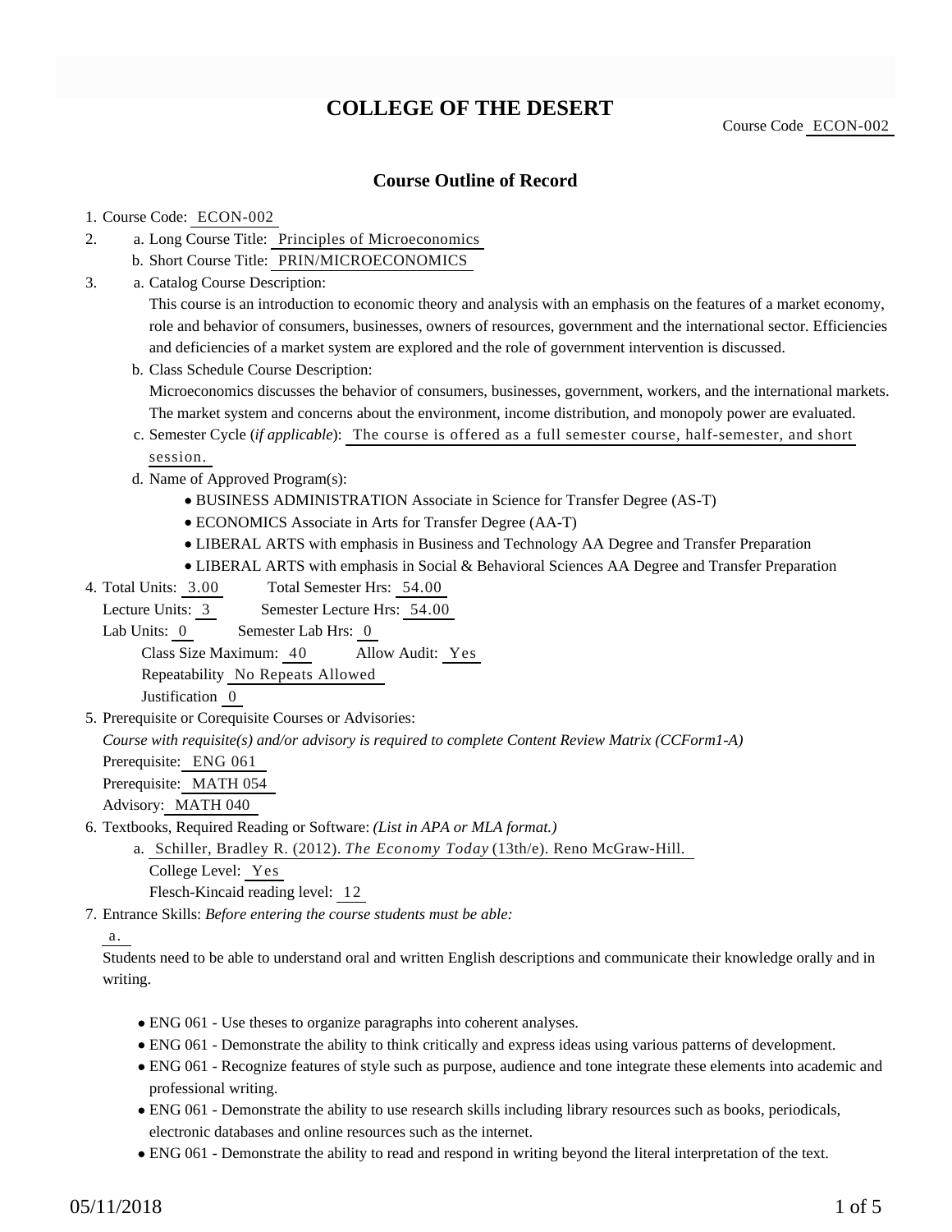# COLLEGE OF THE DESERT

Course Code ECON-002

## Course Outline of Record

1. Course Code: ECON-002
2. a. Long Course Title: Principles of Microeconomics
   b. Short Course Title: PRIN/MICROECONOMICS
3. a. Catalog Course Description:
   This course is an introduction to economic theory and analysis with an emphasis on the features of a market economy, role and behavior of consumers, businesses, owners of resources, government and the international sector. Efficiencies and deficiencies of a market system are explored and the role of government intervention is discussed.
   b. Class Schedule Course Description:
   Microeconomics discusses the behavior of consumers, businesses, government, workers, and the international markets. The market system and concerns about the environment, income distribution, and monopoly power are evaluated.
   c. Semester Cycle (*if applicable*): The course is offered as a full semester course, half-semester, and short session.
   d. Name of Approved Program(s):
      - BUSINESS ADMINISTRATION Associate in Science for Transfer Degree (AS-T)
      - ECONOMICS Associate in Arts for Transfer Degree (AA-T)
      - LIBERAL ARTS with emphasis in Business and Technology AA Degree and Transfer Preparation
      - LIBERAL ARTS with emphasis in Social & Behavioral Sciences AA Degree and Transfer Preparation
4. Total Units: 3.00 Total Semester Hrs: 54.00
   Lecture Units: 3 Semester Lecture Hrs: 54.00
   Lab Units: 0 Semester Lab Hrs: 0
   Class Size Maximum: 40 Allow Audit: Yes
   Repeatability No Repeats Allowed
   Justification 0
5. Prerequisite or Corequisite Courses or Advisories:
   *Course with requisite(s) and/or advisory is required to complete Content Review Matrix (CCForm1-A)*
   Prerequisite: ENG 061
   Prerequisite: MATH 054
   Advisory: MATH 040
6. Textbooks, Required Reading or Software: *(List in APA or MLA format.)*
   a. Schiller, Bradley R. (2012). *The Economy Today* (13th/e). Reno McGraw-Hill.
      College Level: Yes
      Flesch-Kincaid reading level: 12
7. Entrance Skills: *Before entering the course students must be able:*
   a.
   Students need to be able to understand oral and written English descriptions and communicate their knowledge orally and in writing.

   - ENG 061 - Use theses to organize paragraphs into coherent analyses.
   - ENG 061 - Demonstrate the ability to think critically and express ideas using various patterns of development.
   - ENG 061 - Recognize features of style such as purpose, audience and tone integrate these elements into academic and professional writing.
   - ENG 061 - Demonstrate the ability to use research skills including library resources such as books, periodicals, electronic databases and online resources such as the internet.
   - ENG 061 - Demonstrate the ability to read and respond in writing beyond the literal interpretation of the text.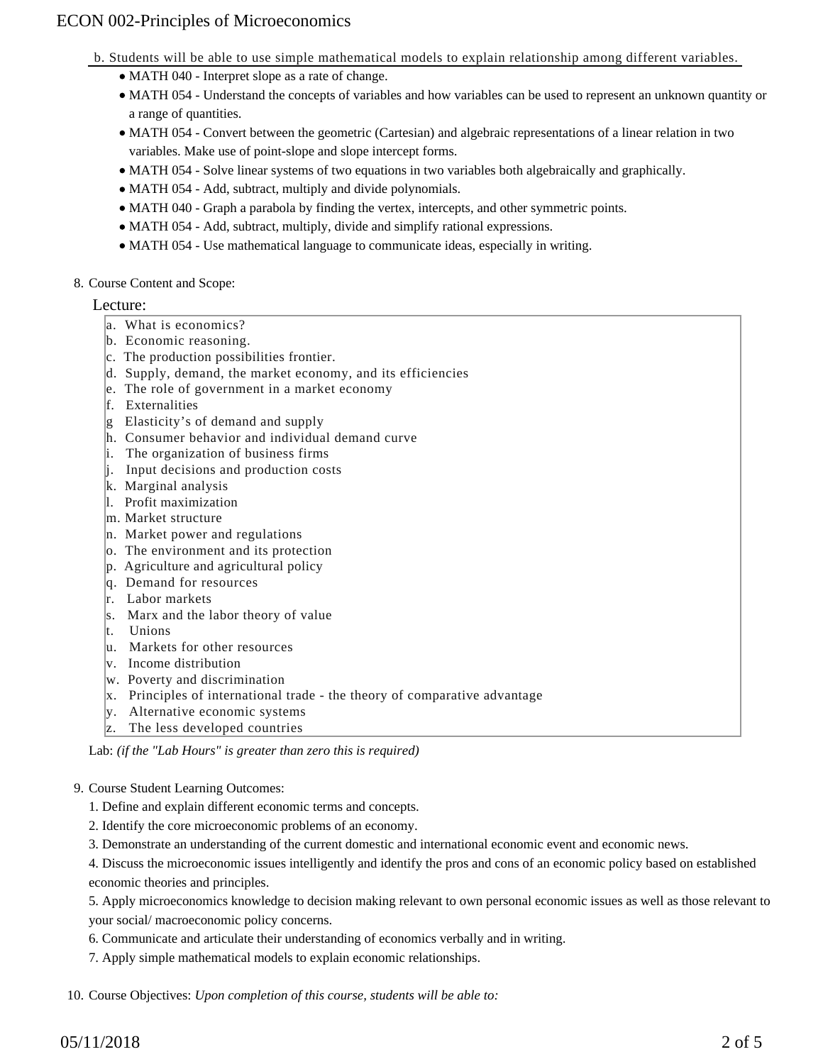b. Students will be able to use simple mathematical models to explain relationship among different variables.

- MATH 040 - Interpret slope as a rate of change.
- MATH 054 - Understand the concepts of variables and how variables can be used to represent an unknown quantity or a range of quantities.
- MATH 054 - Convert between the geometric (Cartesian) and algebraic representations of a linear relation in two variables. Make use of point-slope and slope intercept forms.
- MATH 054 - Solve linear systems of two equations in two variables both algebraically and graphically.
- MATH 054 - Add, subtract, multiply and divide polynomials.
- MATH 040 - Graph a parabola by finding the vertex, intercepts, and other symmetric points.
- MATH 054 - Add, subtract, multiply, divide and simplify rational expressions.
- MATH 054 - Use mathematical language to communicate ideas, especially in writing.

8. Course Content and Scope:

Lecture:

a. What is economics?
b. Economic reasoning.
c. The production possibilities frontier.
d. Supply, demand, the market economy, and its efficiencies
e. The role of government in a market economy
f. Externalities
g Elasticity's of demand and supply
h. Consumer behavior and individual demand curve
i. The organization of business firms
j. Input decisions and production costs
k. Marginal analysis
l. Profit maximization
m. Market structure
n. Market power and regulations
o. The environment and its protection
p. Agriculture and agricultural policy
q. Demand for resources
r. Labor markets
s. Marx and the labor theory of value
t. Unions
u. Markets for other resources
v. Income distribution
w. Poverty and discrimination
x. Principles of international trade - the theory of comparative advantage
y. Alternative economic systems
z. The less developed countries

Lab: *(if the "Lab Hours" is greater than zero this is required)*

9. Course Student Learning Outcomes:

1. Define and explain different economic terms and concepts.
2. Identify the core microeconomic problems of an economy.
3. Demonstrate an understanding of the current domestic and international economic event and economic news.
4. Discuss the microeconomic issues intelligently and identify the pros and cons of an economic policy based on established economic theories and principles.
5. Apply microeconomics knowledge to decision making relevant to own personal economic issues as well as those relevant to your social/ macroeconomic policy concerns.
6. Communicate and articulate their understanding of economics verbally and in writing.
7. Apply simple mathematical models to explain economic relationships.

10. Course Objectives: *Upon completion of this course, students will be able to:*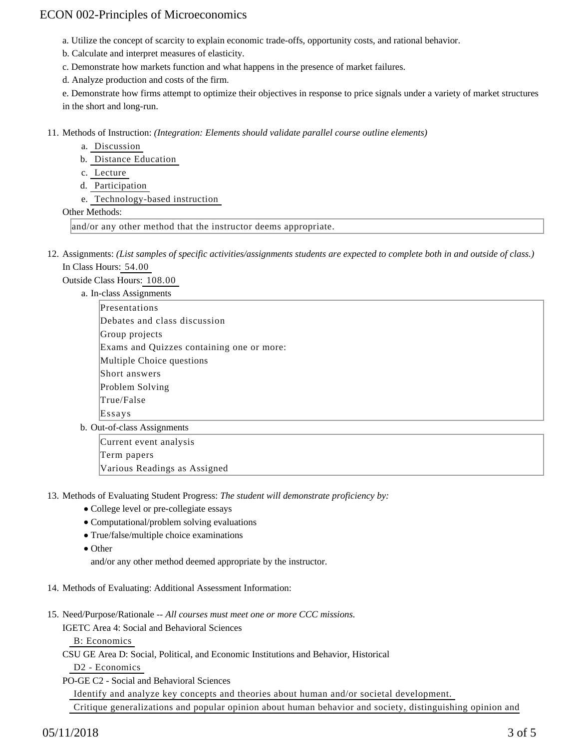a. Utilize the concept of scarcity to explain economic trade-offs, opportunity costs, and rational behavior.

b. Calculate and interpret measures of elasticity.

c. Demonstrate how markets function and what happens in the presence of market failures.

d. Analyze production and costs of the firm.

e. Demonstrate how firms attempt to optimize their objectives in response to price signals under a variety of market structures in the short and long-run.

11. Methods of Instruction: *(Integration: Elements should validate parallel course outline elements)*
    a. Discussion
    b. Distance Education
    c. Lecture
    d. Participation
    e. Technology-based instruction

    Other Methods:

    and/or any other method that the instructor deems appropriate.

12. Assignments: *(List samples of specific activities/assignments students are expected to complete both in and outside of class.)*

    In Class Hours: 54.00

    Outside Class Hours: 108.00

    a. In-class Assignments

       Presentations
       Debates and class discussion
       Group projects
       Exams and Quizzes containing one or more:
       Multiple Choice questions
       Short answers
       Problem Solving
       True/False
       Essays

    b. Out-of-class Assignments

       Current event analysis
       Term papers
       Various Readings as Assigned

13. Methods of Evaluating Student Progress: *The student will demonstrate proficiency by:*
    - College level or pre-collegiate essays
    - Computational/problem solving evaluations
    - True/false/multiple choice examinations
    - Other

      and/or any other method deemed appropriate by the instructor.

14. Methods of Evaluating: Additional Assessment Information:

15. Need/Purpose/Rationale -- *All courses must meet one or more CCC missions.*

    IGETC Area 4: Social and Behavioral Sciences

    B: Economics

    CSU GE Area D: Social, Political, and Economic Institutions and Behavior, Historical

    D2 - Economics

    PO-GE C2 - Social and Behavioral Sciences

    Identify and analyze key concepts and theories about human and/or societal development.

    Critique generalizations and popular opinion about human behavior and society, distinguishing opinion and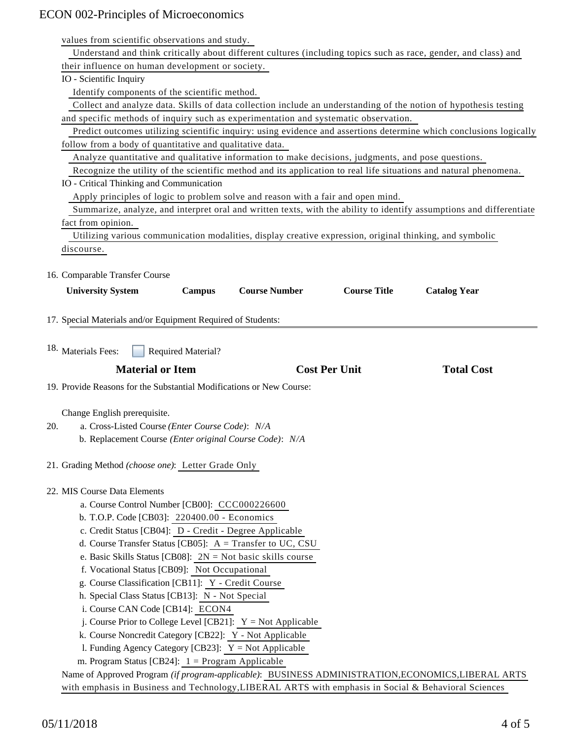values from scientific observations and study.

Understand and think critically about different cultures (including topics such as race, gender, and class) and their influence on human development or society.

IO - Scientific Inquiry

Identify components of the scientific method.

Collect and analyze data. Skills of data collection include an understanding of the notion of hypothesis testing and specific methods of inquiry such as experimentation and systematic observation.

Predict outcomes utilizing scientific inquiry: using evidence and assertions determine which conclusions logically follow from a body of quantitative and qualitative data.

Analyze quantitative and qualitative information to make decisions, judgments, and pose questions.

Recognize the utility of the scientific method and its application to real life situations and natural phenomena.

IO - Critical Thinking and Communication

Apply principles of logic to problem solve and reason with a fair and open mind.

Summarize, analyze, and interpret oral and written texts, with the ability to identify assumptions and differentiate fact from opinion.

Utilizing various communication modalities, display creative expression, original thinking, and symbolic discourse.

16. Comparable Transfer Course

| University System | Campus | Course Number | Course Title | Catalog Year |
|---|---|---|---|---|

17. Special Materials and/or Equipment Required of Students:

18. Materials Fees: ☐ Required Material?

| Material or Item | Cost Per Unit | Total Cost |
|---|---|---|

19. Provide Reasons for the Substantial Modifications or New Course:

Change English prerequisite.

20. a. Cross-Listed Course *(Enter Course Code)*: *N/A*
    b. Replacement Course *(Enter original Course Code)*: *N/A*

21. Grading Method *(choose one)*: Letter Grade Only

22. MIS Course Data Elements
    a. Course Control Number [CB00]: CCC000226600
    b. T.O.P. Code [CB03]: 220400.00 - Economics
    c. Credit Status [CB04]: D - Credit - Degree Applicable
    d. Course Transfer Status [CB05]: A = Transfer to UC, CSU
    e. Basic Skills Status [CB08]: 2N = Not basic skills course
    f. Vocational Status [CB09]: Not Occupational
    g. Course Classification [CB11]: Y - Credit Course
    h. Special Class Status [CB13]: N - Not Special
    i. Course CAN Code [CB14]: ECON4
    j. Course Prior to College Level [CB21]: Y = Not Applicable
    k. Course Noncredit Category [CB22]: Y - Not Applicable
    l. Funding Agency Category [CB23]: Y = Not Applicable
    m. Program Status [CB24]: 1 = Program Applicable

Name of Approved Program *(if program-applicable)*: BUSINESS ADMINISTRATION,ECONOMICS,LIBERAL ARTS with emphasis in Business and Technology,LIBERAL ARTS with emphasis in Social & Behavioral Sciences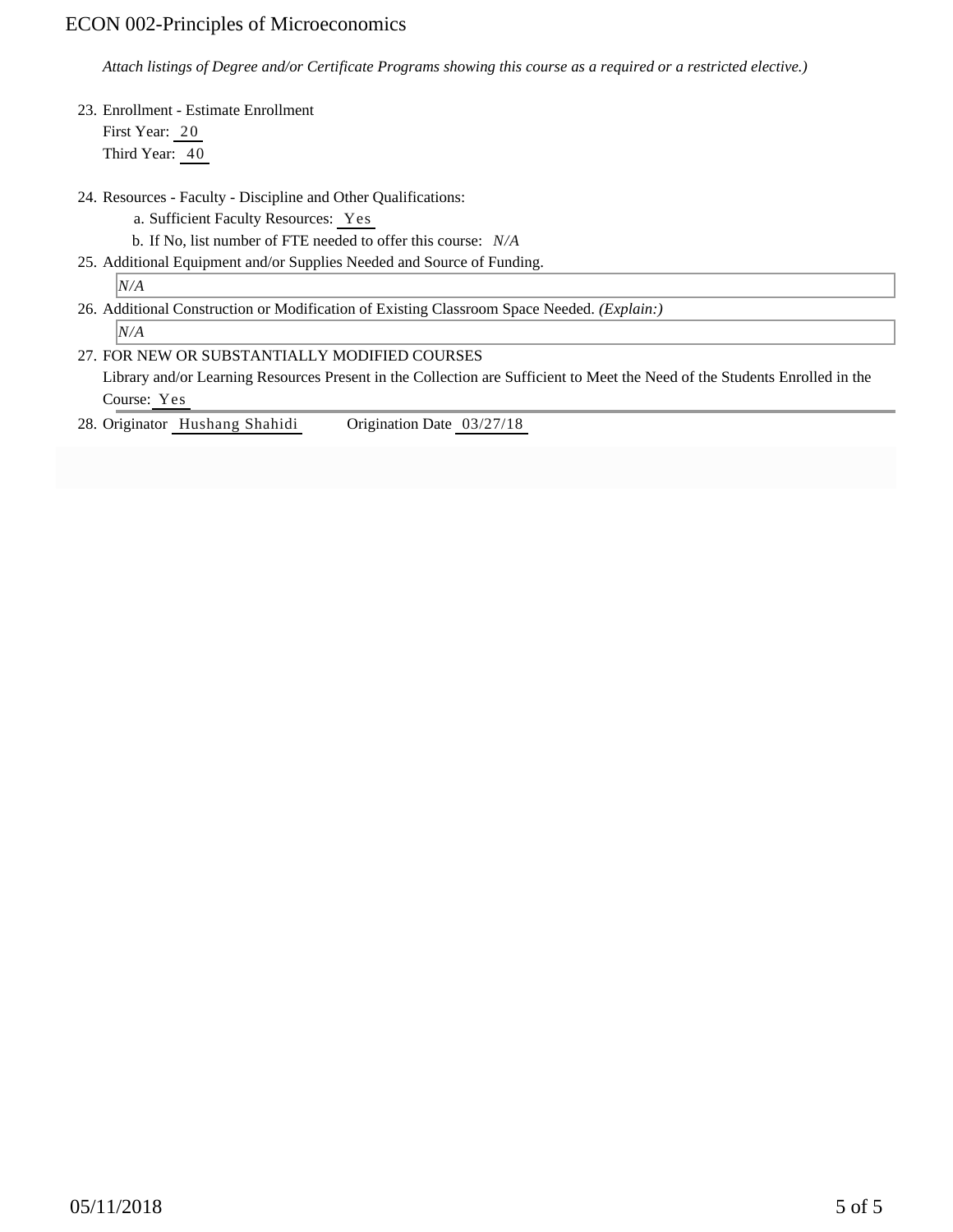*Attach listings of Degree and/or Certificate Programs showing this course as a required or a restricted elective.)*

23. Enrollment - Estimate Enrollment
    First Year: 20
    Third Year: 40

24. Resources - Faculty - Discipline and Other Qualifications:
    a. Sufficient Faculty Resources: Yes
    b. If No, list number of FTE needed to offer this course: *N/A*

25. Additional Equipment and/or Supplies Needed and Source of Funding.
    *N/A*

26. Additional Construction or Modification of Existing Classroom Space Needed. *(Explain:)*
    *N/A*

27. FOR NEW OR SUBSTANTIALLY MODIFIED COURSES
    Library and/or Learning Resources Present in the Collection are Sufficient to Meet the Need of the Students Enrolled in the Course: Yes

28. Originator Hushang Shahidi Origination Date 03/27/18